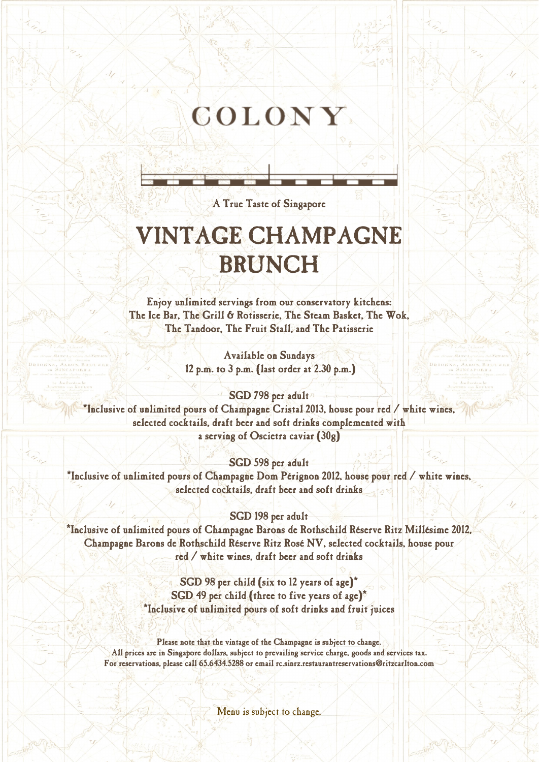# COLONY

A True Taste of Singapore

## VINTAGE CHAMPAGNE BRUNCH

Enjoy unlimited servings from our conservatory kitchens:
The Ice Bar, The Grill & Rotisserie, The Steam Basket, The Wok,
The Tandoor, The Fruit Stall, and The Patisserie

Available on Sundays
12 p.m. to 3 p.m. (last order at 2.30 p.m.)

SGD 798 per adult
*Inclusive of unlimited pours of Champagne Cristal 2013, house pour red / white wines, selected cocktails, draft beer and soft drinks complemented with a serving of Oscietra caviar (30g)

SGD 598 per adult
*Inclusive of unlimited pours of Champagne Dom Pérignon 2012, house pour red / white wines, selected cocktails, draft beer and soft drinks

SGD 198 per adult
*Inclusive of unlimited pours of Champagne Barons de Rothschild Réserve Ritz Millésime 2012, Champagne Barons de Rothschild Réserve Ritz Rosé NV, selected cocktails, house pour red / white wines, draft beer and soft drinks

SGD 98 per child (six to 12 years of age)*
SGD 49 per child (three to five years of age)*
*Inclusive of unlimited pours of soft drinks and fruit juices

Please note that the vintage of the Champagne is subject to change.
All prices are in Singapore dollars, subject to prevailing service charge, goods and services tax.
For reservations, please call 65.6434.5288 or email rc.sinrz.restaurantreservations@ritzcarlton.com

Menu is subject to change.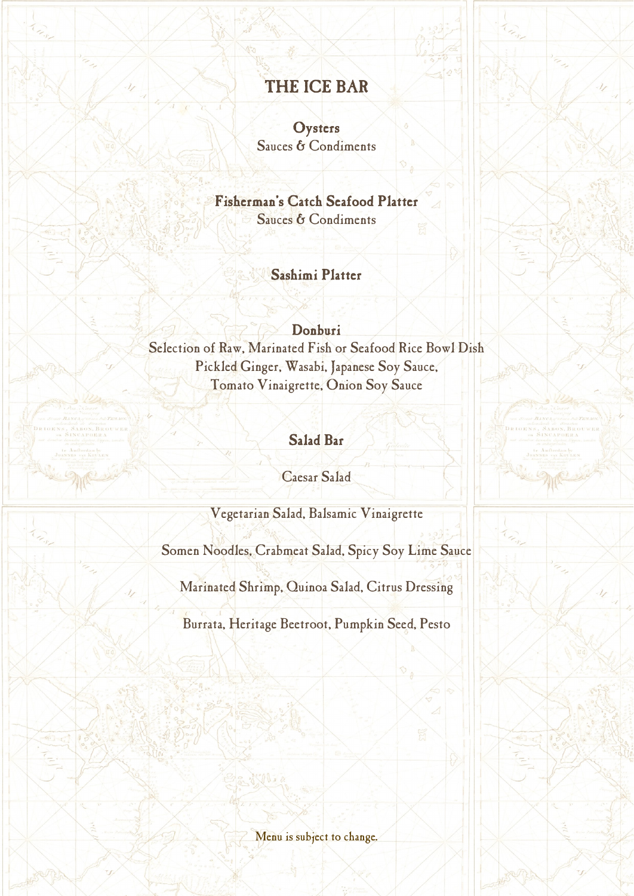# THE ICE BAR

### Oysters
Sauces & Condiments

### Fisherman's Catch Seafood Platter
Sauces & Condiments

### Sashimi Platter

### Donburi
Selection of Raw, Marinated Fish or Seafood Rice Bowl Dish
Pickled Ginger, Wasabi, Japanese Soy Sauce,
Tomato Vinaigrette, Onion Soy Sauce

### Salad Bar

Caesar Salad

Vegetarian Salad, Balsamic Vinaigrette

Somen Noodles, Crabmeat Salad, Spicy Soy Lime Sauce

Marinated Shrimp, Quinoa Salad, Citrus Dressing

Burrata, Heritage Beetroot, Pumpkin Seed, Pesto

Menu is subject to change.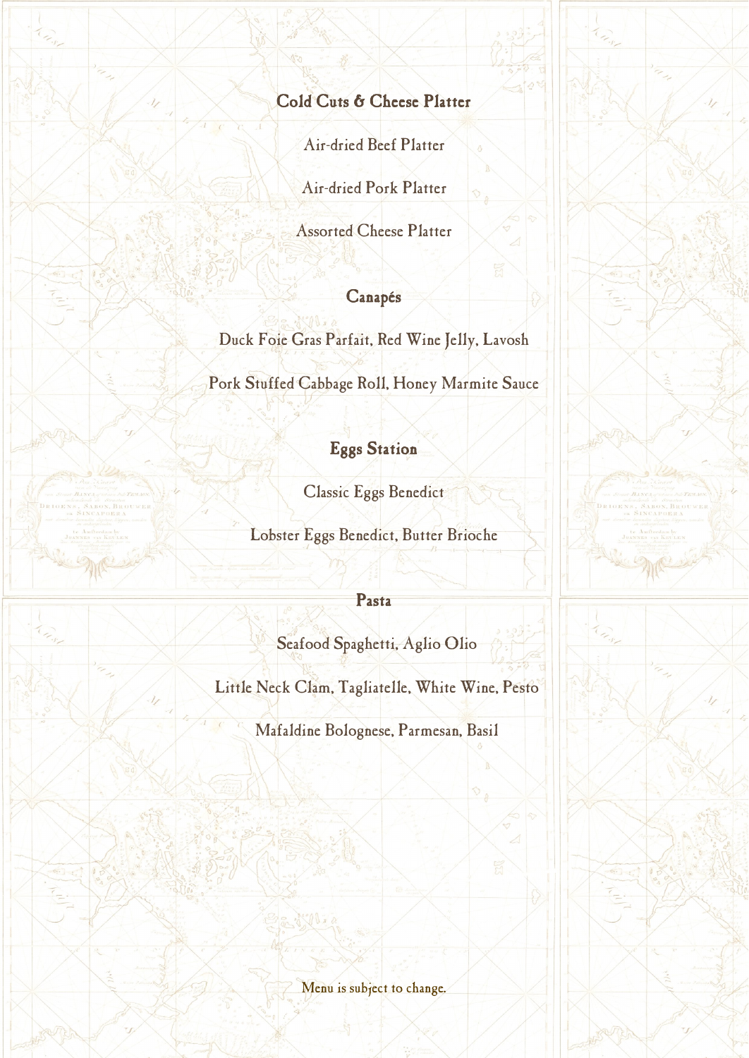## Cold Cuts & Cheese Platter

Air-dried Beef Platter

Air-dried Pork Platter

Assorted Cheese Platter

## Canapés

Duck Foie Gras Parfait, Red Wine Jelly, Lavosh

Pork Stuffed Cabbage Roll, Honey Marmite Sauce

## Eggs Station

Classic Eggs Benedict

Lobster Eggs Benedict, Butter Brioche

## Pasta

Seafood Spaghetti, Aglio Olio

Little Neck Clam, Tagliatelle, White Wine, Pesto

Mafaldine Bolognese, Parmesan, Basil

Menu is subject to change.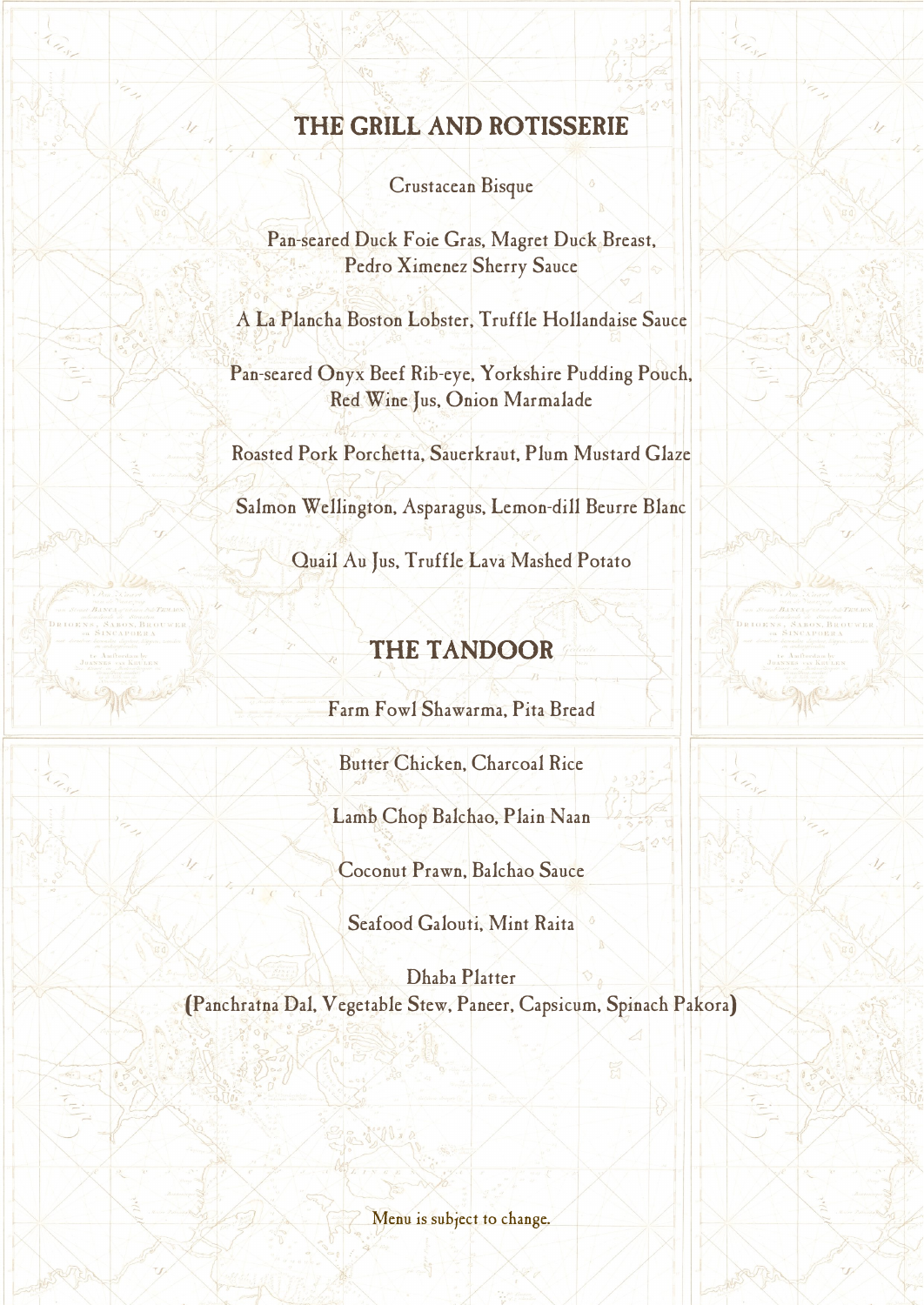## THE GRILL AND ROTISSERIE

Crustacean Bisque

Pan-seared Duck Foie Gras, Magret Duck Breast,
Pedro Ximenez Sherry Sauce

A La Plancha Boston Lobster, Truffle Hollandaise Sauce

Pan-seared Onyx Beef Rib-eye, Yorkshire Pudding Pouch,
Red Wine Jus, Onion Marmalade

Roasted Pork Porchetta, Sauerkraut, Plum Mustard Glaze

Salmon Wellington, Asparagus, Lemon-dill Beurre Blanc

Quail Au Jus, Truffle Lava Mashed Potato

## THE TANDOOR

Farm Fowl Shawarma, Pita Bread

Butter Chicken, Charcoal Rice

Lamb Chop Balchao, Plain Naan

Coconut Prawn, Balchao Sauce

Seafood Galouti, Mint Raita

Dhaba Platter
(Panchratna Dal, Vegetable Stew, Paneer, Capsicum, Spinach Pakora)

Menu is subject to change.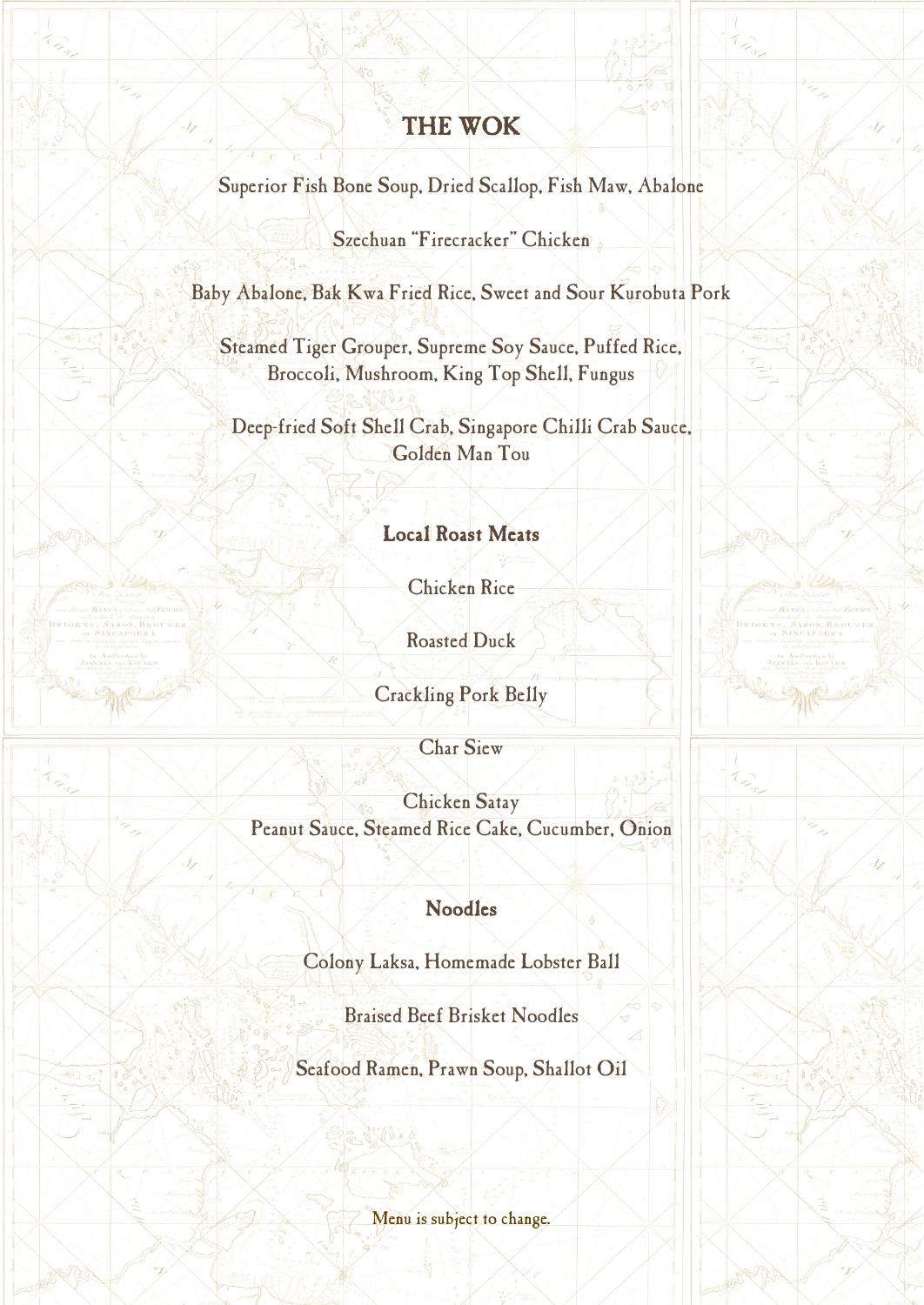# THE WOK

Superior Fish Bone Soup, Dried Scallop, Fish Maw, Abalone

Szechuan "Firecracker" Chicken

Baby Abalone, Bak Kwa Fried Rice, Sweet and Sour Kurobuta Pork

Steamed Tiger Grouper, Supreme Soy Sauce, Puffed Rice,
Broccoli, Mushroom, King Top Shell, Fungus

Deep-fried Soft Shell Crab, Singapore Chilli Crab Sauce,
Golden Man Tou

## Local Roast Meats

Chicken Rice

Roasted Duck

Crackling Pork Belly

Char Siew

Chicken Satay
Peanut Sauce, Steamed Rice Cake, Cucumber, Onion

## Noodles

Colony Laksa, Homemade Lobster Ball

Braised Beef Brisket Noodles

Seafood Ramen, Prawn Soup, Shallot Oil

Menu is subject to change.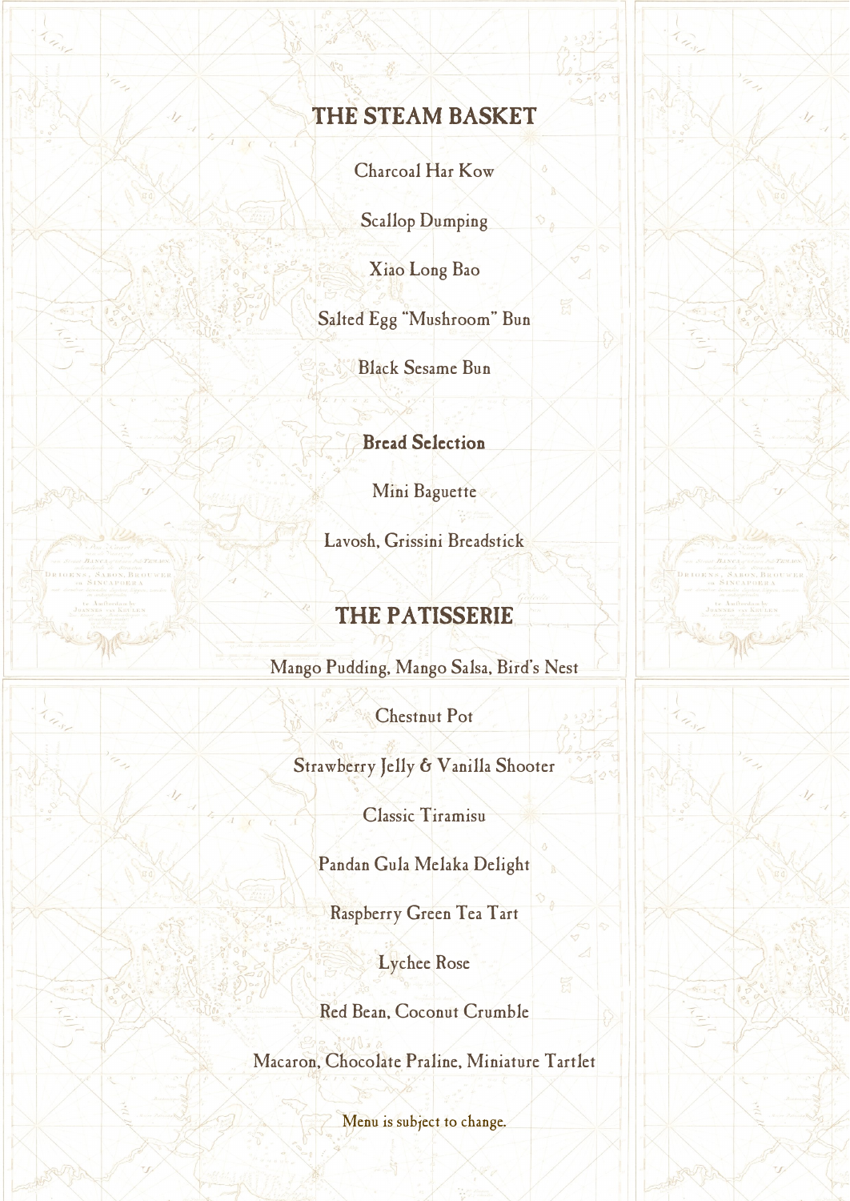## THE STEAM BASKET

Charcoal Har Kow

Scallop Dumping

Xiao Long Bao

Salted Egg "Mushroom" Bun

Black Sesame Bun

### Bread Selection

Mini Baguette

Lavosh, Grissini Breadstick

## THE PATISSERIE

Mango Pudding, Mango Salsa, Bird's Nest

Chestnut Pot

Strawberry Jelly & Vanilla Shooter

Classic Tiramisu

Pandan Gula Melaka Delight

Raspberry Green Tea Tart

Lychee Rose

Red Bean, Coconut Crumble

Macaron, Chocolate Praline, Miniature Tartlet

Menu is subject to change.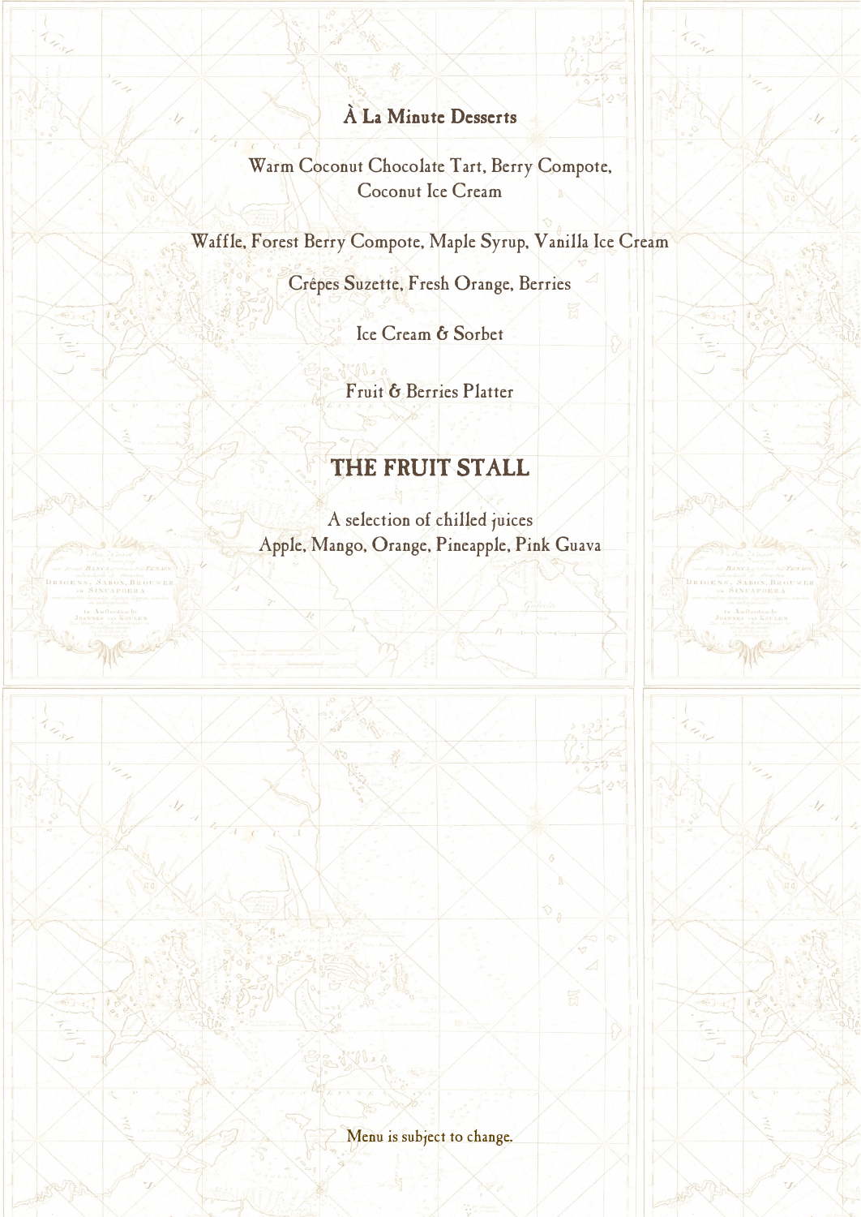### À La Minute Desserts

Warm Coconut Chocolate Tart, Berry Compote, Coconut Ice Cream

Waffle, Forest Berry Compote, Maple Syrup, Vanilla Ice Cream

Crêpes Suzette, Fresh Orange, Berries

Ice Cream & Sorbet

Fruit & Berries Platter

## THE FRUIT STALL

A selection of chilled juices
Apple, Mango, Orange, Pineapple, Pink Guava

Menu is subject to change.